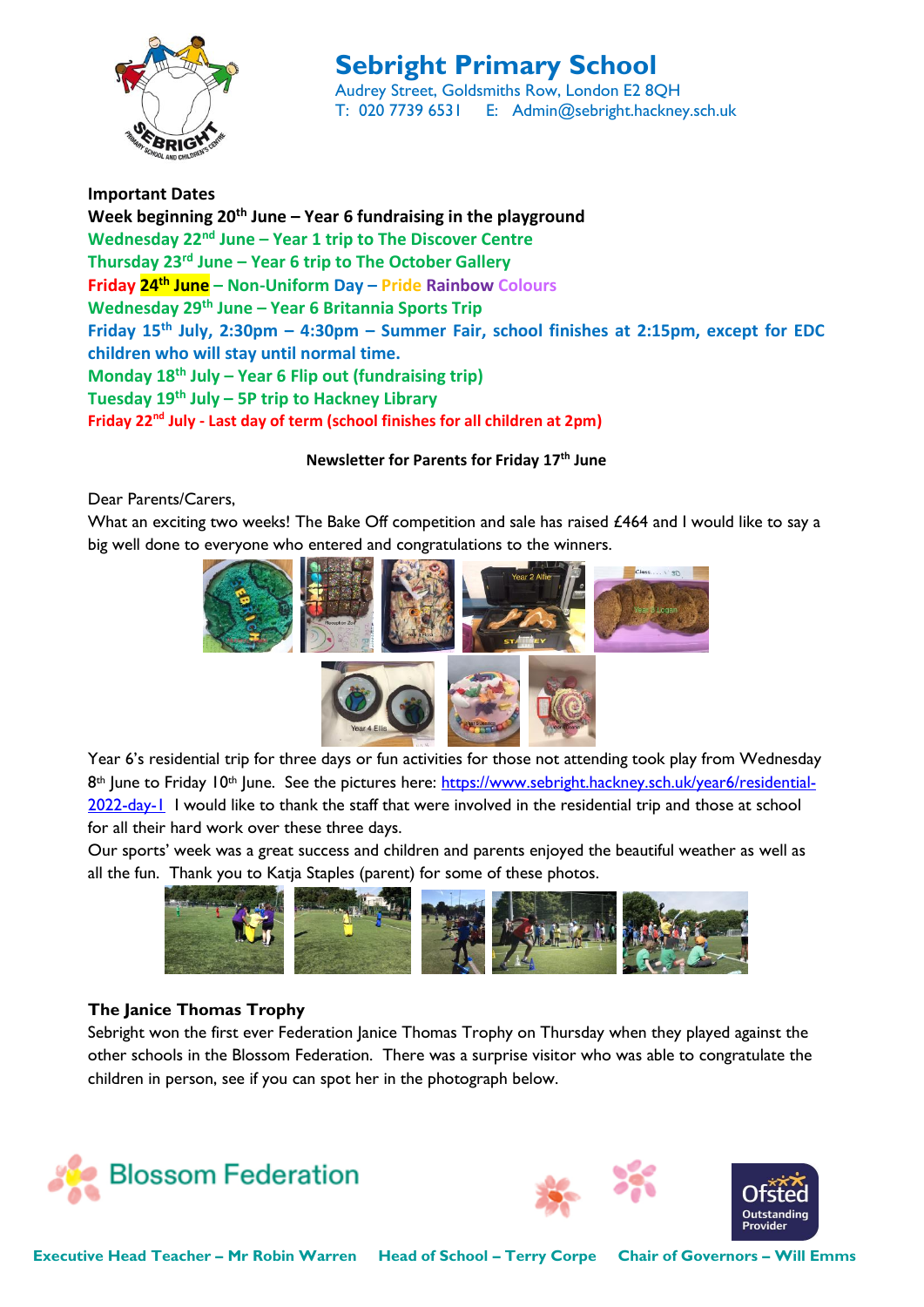# Sebright Primary School

Audrey Street, Goldsmiths Row, London E2 8QH
T: 020 7739 6531 E: Admin@sebright.hackney.sch.uk

**Important Dates**

**Week beginning 20th June – Year 6 fundraising in the playground**
**Wednesday 22nd June – Year 1 trip to The Discover Centre**
**Thursday 23rd June – Year 6 trip to The October Gallery**
**Friday 24th June – Non-Uniform Day – Pride Rainbow Colours**
**Wednesday 29th June – Year 6 Britannia Sports Trip**
**Friday 15th July, 2:30pm – 4:30pm – Summer Fair, school finishes at 2:15pm, except for EDC children who will stay until normal time.**
**Monday 18th July – Year 6 Flip out (fundraising trip)**
**Tuesday 19th July – 5P trip to Hackney Library**
**Friday 22nd July - Last day of term (school finishes for all children at 2pm)**

**Newsletter for Parents for Friday 17th June**

Dear Parents/Carers,

What an exciting two weeks! The Bake Off competition and sale has raised £464 and I would like to say a big well done to everyone who entered and congratulations to the winners.

Year 6's residential trip for three days or fun activities for those not attending took play from Wednesday 8th June to Friday 10th June. See the pictures here: https://www.sebright.hackney.sch.uk/year6/residential-2022-day-1 I would like to thank the staff that were involved in the residential trip and those at school for all their hard work over these three days.

Our sports' week was a great success and children and parents enjoyed the beautiful weather as well as all the fun. Thank you to Katja Staples (parent) for some of these photos.

### The Janice Thomas Trophy

Sebright won the first ever Federation Janice Thomas Trophy on Thursday when they played against the other schools in the Blossom Federation. There was a surprise visitor who was able to congratulate the children in person, see if you can spot her in the photograph below.

Blossom Federation

Ofsted Outstanding Provider

**Executive Head Teacher – Mr Robin Warren** **Head of School – Terry Corpe** **Chair of Governors – Will Emms**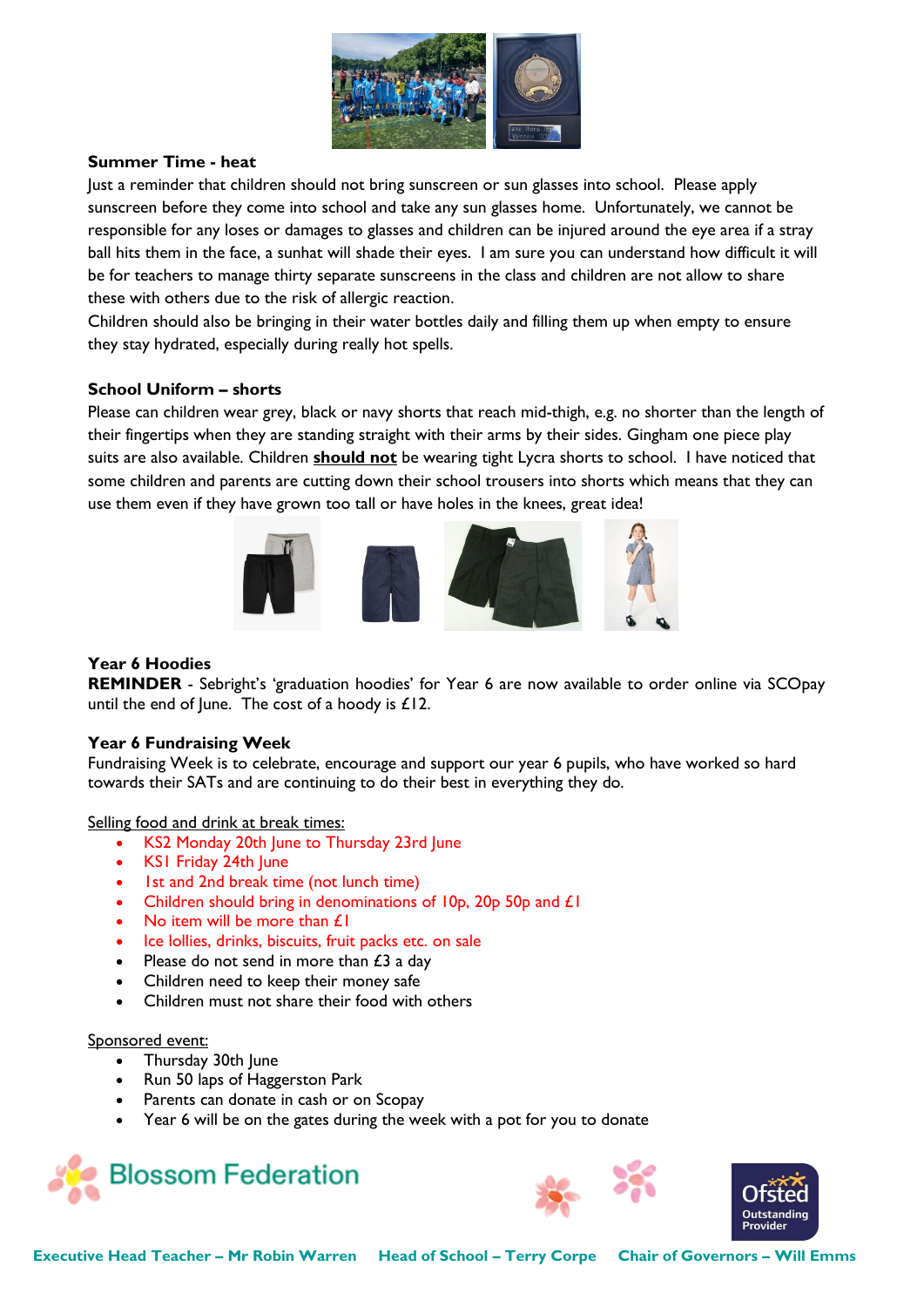### Summer Time - heat

Just a reminder that children should not bring sunscreen or sun glasses into school. Please apply sunscreen before they come into school and take any sun glasses home. Unfortunately, we cannot be responsible for any loses or damages to glasses and children can be injured around the eye area if a stray ball hits them in the face, a sunhat will shade their eyes. I am sure you can understand how difficult it will be for teachers to manage thirty separate sunscreens in the class and children are not allow to share these with others due to the risk of allergic reaction.

Children should also be bringing in their water bottles daily and filling them up when empty to ensure they stay hydrated, especially during really hot spells.

### School Uniform – shorts

Please can children wear grey, black or navy shorts that reach mid-thigh, e.g. no shorter than the length of their fingertips when they are standing straight with their arms by their sides. Gingham one piece play suits are also available. Children **should not** be wearing tight Lycra shorts to school. I have noticed that some children and parents are cutting down their school trousers into shorts which means that they can use them even if they have grown too tall or have holes in the knees, great idea!

### Year 6 Hoodies

**REMINDER** - Sebright's 'graduation hoodies' for Year 6 are now available to order online via SCOpay until the end of June. The cost of a hoody is £12.

### Year 6 Fundraising Week

Fundraising Week is to celebrate, encourage and support our year 6 pupils, who have worked so hard towards their SATs and are continuing to do their best in everything they do.

Selling food and drink at break times:

- KS2 Monday 20th June to Thursday 23rd June
- KS1 Friday 24th June
- 1st and 2nd break time (not lunch time)
- Children should bring in denominations of 10p, 20p 50p and £1
- No item will be more than £1
- Ice lollies, drinks, biscuits, fruit packs etc. on sale
- Please do not send in more than £3 a day
- Children need to keep their money safe
- Children must not share their food with others

Sponsored event:

- Thursday 30th June
- Run 50 laps of Haggerston Park
- Parents can donate in cash or on Scopay
- Year 6 will be on the gates during the week with a pot for you to donate

Blossom Federation

Executive Head Teacher – Mr Robin Warren    Head of School – Terry Corpe    Chair of Governors – Will Emms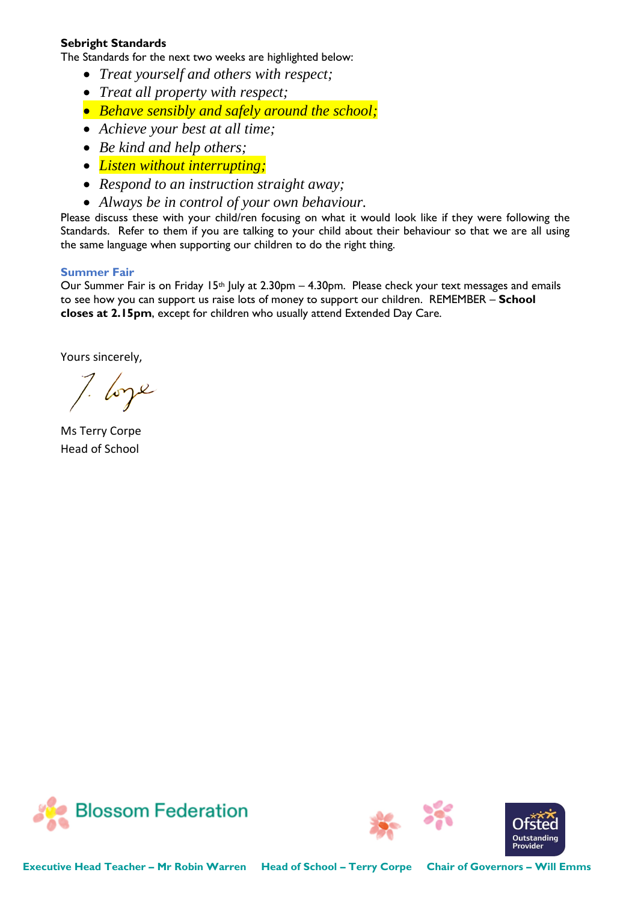**Sebright Standards**

The Standards for the next two weeks are highlighted below:

- *Treat yourself and others with respect;*
- *Treat all property with respect;*
- *Behave sensibly and safely around the school;*
- *Achieve your best at all time;*
- *Be kind and help others;*
- *Listen without interrupting;*
- *Respond to an instruction straight away;*
- *Always be in control of your own behaviour.*

Please discuss these with your child/ren focusing on what it would look like if they were following the Standards. Refer to them if you are talking to your child about their behaviour so that we are all using the same language when supporting our children to do the right thing.

**Summer Fair**

Our Summer Fair is on Friday 15th July at 2.30pm – 4.30pm. Please check your text messages and emails to see how you can support us raise lots of money to support our children. REMEMBER – **School closes at 2.15pm**, except for children who usually attend Extended Day Care.

Yours sincerely,

T. Corpe

Ms Terry Corpe
Head of School

Blossom Federation

Ofsted Outstanding Provider

**Executive Head Teacher – Mr Robin Warren** **Head of School – Terry Corpe** **Chair of Governors – Will Emms**